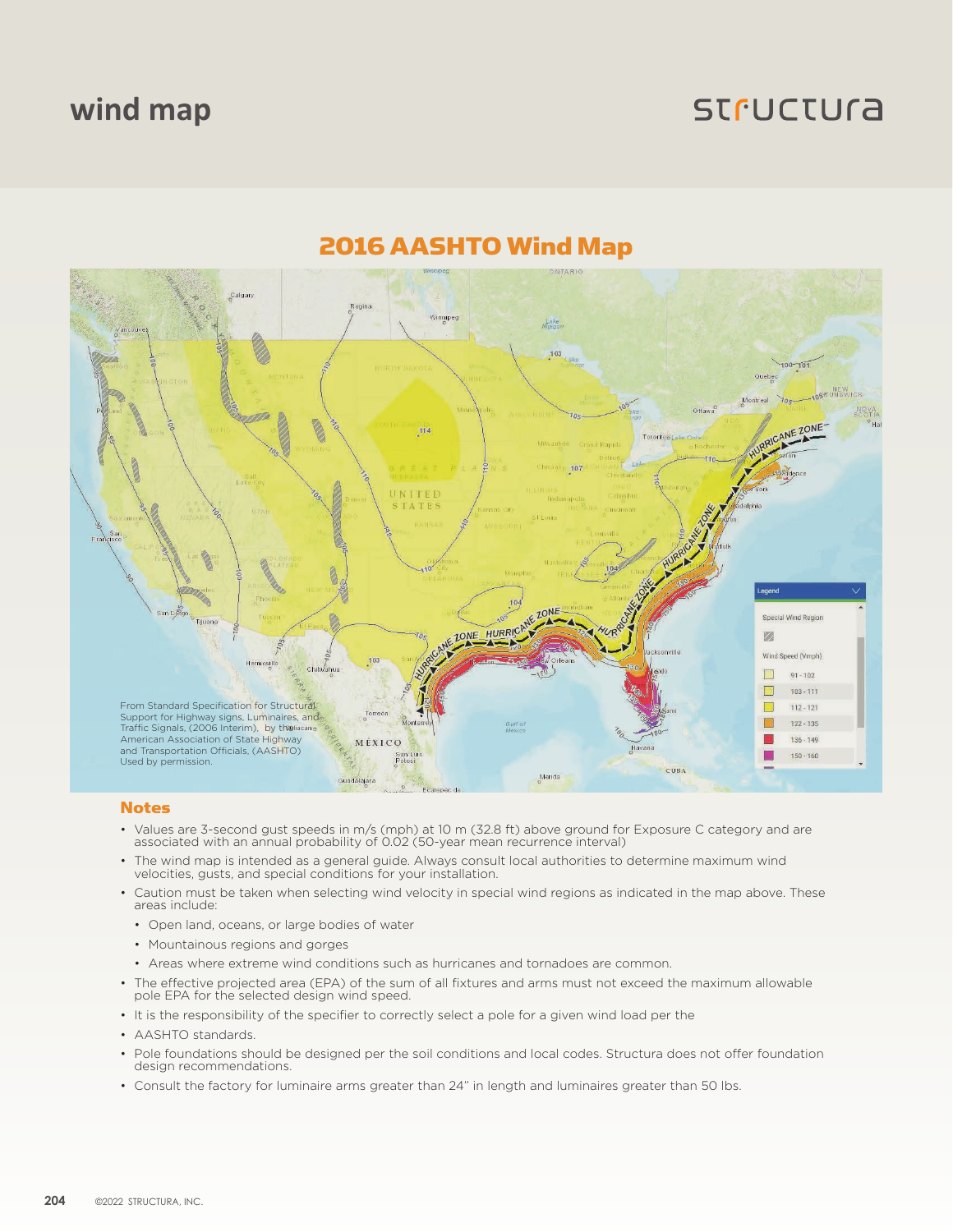# wind map

## 2016 AASHTO Wind Map

From Standard Specification for Structural Support for Highway signs, Luminaires, and Traffic Signals, (2006 Interim), by the American Association of State Highway and Transportation Officials, (AASHTO) Used by permission.

### Notes

- Values are 3-second gust speeds in m/s (mph) at 10 m (32.8 ft) above ground for Exposure C category and are associated with an annual probability of 0.02 (50-year mean recurrence interval)
- The wind map is intended as a general guide. Always consult local authorities to determine maximum wind velocities, gusts, and special conditions for your installation.
- Caution must be taken when selecting wind velocity in special wind regions as indicated in the map above. These areas include:
  - Open land, oceans, or large bodies of water
  - Mountainous regions and gorges
  - Areas where extreme wind conditions such as hurricanes and tornadoes are common.
- The effective projected area (EPA) of the sum of all fixtures and arms must not exceed the maximum allowable pole EPA for the selected design wind speed.
- It is the responsibility of the specifier to correctly select a pole for a given wind load per the
- AASHTO standards.
- Pole foundations should be designed per the soil conditions and local codes. Structura does not offer foundation design recommendations.
- Consult the factory for luminaire arms greater than 24" in length and luminaires greater than 50 lbs.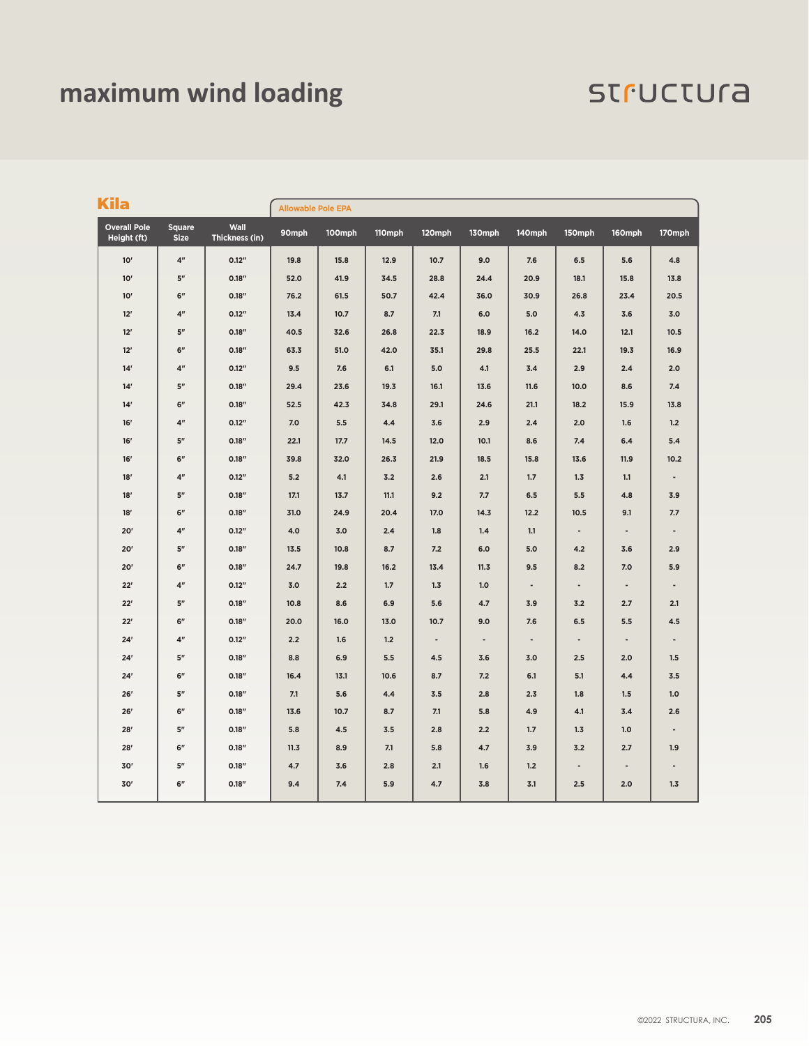# maximum wind loading

structura

## Kila

| Overall Pole Height (ft) | Square Size | Wall Thickness (in) | Allowable Pole EPA | | | | | | | | |
|---|---|---|---|---|---|---|---|---|---|---|---|
| | | | 90mph | 100mph | 110mph | 120mph | 130mph | 140mph | 150mph | 160mph | 170mph |
| 10′ | 4″ | 0.12″ | 19.8 | 15.8 | 12.9 | 10.7 | 9.0 | 7.6 | 6.5 | 5.6 | 4.8 |
| 10′ | 5″ | 0.18″ | 52.0 | 41.9 | 34.5 | 28.8 | 24.4 | 20.9 | 18.1 | 15.8 | 13.8 |
| 10′ | 6″ | 0.18″ | 76.2 | 61.5 | 50.7 | 42.4 | 36.0 | 30.9 | 26.8 | 23.4 | 20.5 |
| 12′ | 4″ | 0.12″ | 13.4 | 10.7 | 8.7 | 7.1 | 6.0 | 5.0 | 4.3 | 3.6 | 3.0 |
| 12′ | 5″ | 0.18″ | 40.5 | 32.6 | 26.8 | 22.3 | 18.9 | 16.2 | 14.0 | 12.1 | 10.5 |
| 12′ | 6″ | 0.18″ | 63.3 | 51.0 | 42.0 | 35.1 | 29.8 | 25.5 | 22.1 | 19.3 | 16.9 |
| 14′ | 4″ | 0.12″ | 9.5 | 7.6 | 6.1 | 5.0 | 4.1 | 3.4 | 2.9 | 2.4 | 2.0 |
| 14′ | 5″ | 0.18″ | 29.4 | 23.6 | 19.3 | 16.1 | 13.6 | 11.6 | 10.0 | 8.6 | 7.4 |
| 14′ | 6″ | 0.18″ | 52.5 | 42.3 | 34.8 | 29.1 | 24.6 | 21.1 | 18.2 | 15.9 | 13.8 |
| 16′ | 4″ | 0.12″ | 7.0 | 5.5 | 4.4 | 3.6 | 2.9 | 2.4 | 2.0 | 1.6 | 1.2 |
| 16′ | 5″ | 0.18″ | 22.1 | 17.7 | 14.5 | 12.0 | 10.1 | 8.6 | 7.4 | 6.4 | 5.4 |
| 16′ | 6″ | 0.18″ | 39.8 | 32.0 | 26.3 | 21.9 | 18.5 | 15.8 | 13.6 | 11.9 | 10.2 |
| 18′ | 4″ | 0.12″ | 5.2 | 4.1 | 3.2 | 2.6 | 2.1 | 1.7 | 1.3 | 1.1 | - |
| 18′ | 5″ | 0.18″ | 17.1 | 13.7 | 11.1 | 9.2 | 7.7 | 6.5 | 5.5 | 4.8 | 3.9 |
| 18′ | 6″ | 0.18″ | 31.0 | 24.9 | 20.4 | 17.0 | 14.3 | 12.2 | 10.5 | 9.1 | 7.7 |
| 20′ | 4″ | 0.12″ | 4.0 | 3.0 | 2.4 | 1.8 | 1.4 | 1.1 | - | - | - |
| 20′ | 5″ | 0.18″ | 13.5 | 10.8 | 8.7 | 7.2 | 6.0 | 5.0 | 4.2 | 3.6 | 2.9 |
| 20′ | 6″ | 0.18″ | 24.7 | 19.8 | 16.2 | 13.4 | 11.3 | 9.5 | 8.2 | 7.0 | 5.9 |
| 22′ | 4″ | 0.12″ | 3.0 | 2.2 | 1.7 | 1.3 | 1.0 | - | - | - | - |
| 22′ | 5″ | 0.18″ | 10.8 | 8.6 | 6.9 | 5.6 | 4.7 | 3.9 | 3.2 | 2.7 | 2.1 |
| 22′ | 6″ | 0.18″ | 20.0 | 16.0 | 13.0 | 10.7 | 9.0 | 7.6 | 6.5 | 5.5 | 4.5 |
| 24′ | 4″ | 0.12″ | 2.2 | 1.6 | 1.2 | - | - | - | - | - | - |
| 24′ | 5″ | 0.18″ | 8.8 | 6.9 | 5.5 | 4.5 | 3.6 | 3.0 | 2.5 | 2.0 | 1.5 |
| 24′ | 6″ | 0.18″ | 16.4 | 13.1 | 10.6 | 8.7 | 7.2 | 6.1 | 5.1 | 4.4 | 3.5 |
| 26′ | 5″ | 0.18″ | 7.1 | 5.6 | 4.4 | 3.5 | 2.8 | 2.3 | 1.8 | 1.5 | 1.0 |
| 26′ | 6″ | 0.18″ | 13.6 | 10.7 | 8.7 | 7.1 | 5.8 | 4.9 | 4.1 | 3.4 | 2.6 |
| 28′ | 5″ | 0.18″ | 5.8 | 4.5 | 3.5 | 2.8 | 2.2 | 1.7 | 1.3 | 1.0 | - |
| 28′ | 6″ | 0.18″ | 11.3 | 8.9 | 7.1 | 5.8 | 4.7 | 3.9 | 3.2 | 2.7 | 1.9 |
| 30′ | 5″ | 0.18″ | 4.7 | 3.6 | 2.8 | 2.1 | 1.6 | 1.2 | - | - | - |
| 30′ | 6″ | 0.18″ | 9.4 | 7.4 | 5.9 | 4.7 | 3.8 | 3.1 | 2.5 | 2.0 | 1.3 |

©2022 STRUCTURA, INC.